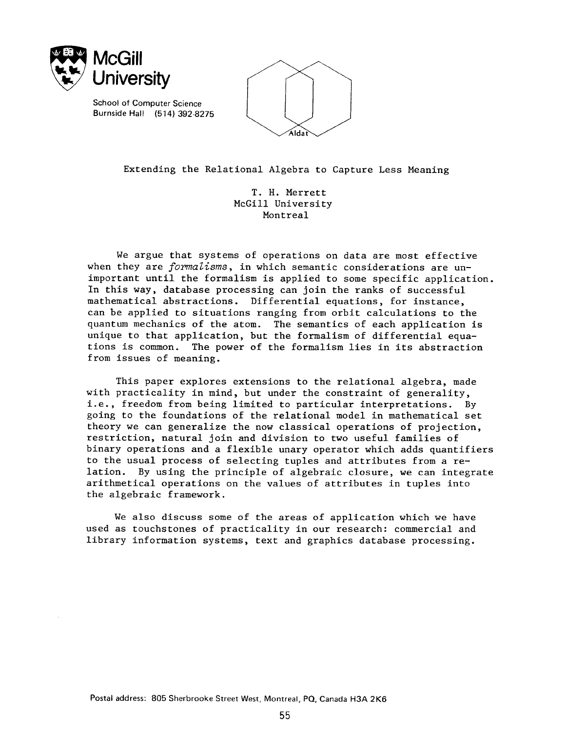McGill University

School of Computer Science
Burnside Hall (514) 392-8275

Aldat

# Extending the Relational Algebra to Capture Less Meaning

T. H. Merrett
McGill University
Montreal

We argue that systems of operations on data are most effective when they are *formalisms*, in which semantic considerations are unimportant until the formalism is applied to some specific application. In this way, database processing can join the ranks of successful mathematical abstractions. Differential equations, for instance, can be applied to situations ranging from orbit calculations to the quantum mechanics of the atom. The semantics of each application is unique to that application, but the formalism of differential equations is common. The power of the formalism lies in its abstraction from issues of meaning.

This paper explores extensions to the relational algebra, made with practicality in mind, but under the constraint of generality, i.e., freedom from being limited to particular interpretations. By going to the foundations of the relational model in mathematical set theory we can generalize the now classical operations of projection, restriction, natural join and division to two useful families of binary operations and a flexible unary operator which adds quantifiers to the usual process of selecting tuples and attributes from a relation. By using the principle of algebraic closure, we can integrate arithmetical operations on the values of attributes in tuples into the algebraic framework.

We also discuss some of the areas of application which we have used as touchstones of practicality in our research: commercial and library information systems, text and graphics database processing.

Postal address: 805 Sherbrooke Street West, Montreal, PQ, Canada H3A 2K6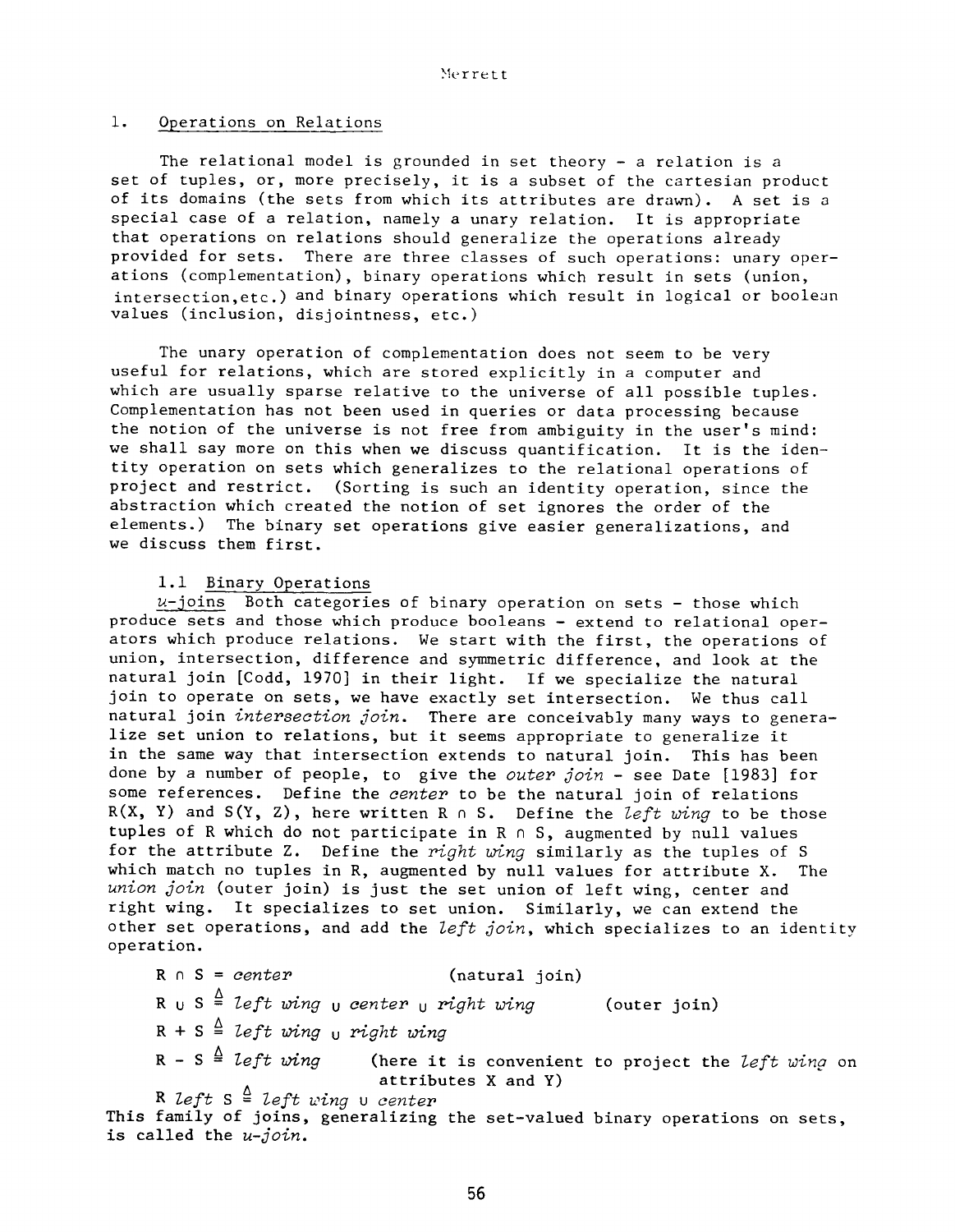## 1. Operations on Relations

The relational model is grounded in set theory - a relation is a set of tuples, or, more precisely, it is a subset of the cartesian product of its domains (the sets from which its attributes are drawn). A set is a special case of a relation, namely a unary relation. It is appropriate that operations on relations should generalize the operations already provided for sets. There are three classes of such operations: unary operations (complementation), binary operations which result in sets (union, intersection, etc.) and binary operations which result in logical or boolean values (inclusion, disjointness, etc.)

The unary operation of complementation does not seem to be very useful for relations, which are stored explicitly in a computer and which are usually sparse relative to the universe of all possible tuples. Complementation has not been used in queries or data processing because the notion of the universe is not free from ambiguity in the user's mind: we shall say more on this when we discuss quantification. It is the identity operation on sets which generalizes to the relational operations of project and restrict. (Sorting is such an identity operation, since the abstraction which created the notion of set ignores the order of the elements.) The binary set operations give easier generalizations, and we discuss them first.

### 1.1 Binary Operations

*u*-joins Both categories of binary operation on sets - those which produce sets and those which produce booleans - extend to relational operators which produce relations. We start with the first, the operations of union, intersection, difference and symmetric difference, and look at the natural join [Codd, 1970] in their light. If we specialize the natural join to operate on sets, we have exactly set intersection. We thus call natural join *intersection join*. There are conceivably many ways to generalize set union to relations, but it seems appropriate to generalize it in the same way that intersection extends to natural join. This has been done by a number of people, to give the *outer join* - see Date [1983] for some references. Define the *center* to be the natural join of relations R(X, Y) and S(Y, Z), here written R ∩ S. Define the *left wing* to be those tuples of R which do not participate in R ∩ S, augmented by null values for the attribute Z. Define the *right wing* similarly as the tuples of S which match no tuples in R, augmented by null values for attribute X. The *union join* (outer join) is just the set union of left wing, center and right wing. It specializes to set union. Similarly, we can extend the other set operations, and add the *left join*, which specializes to an identity operation.

R ∩ S = *center* (natural join)

R ∪ S $\triangleq$ *left wing* ∪ *center* ∪ *right wing* (outer join)

R + S $\triangleq$ *left wing* ∪ *right wing*

R - S $\triangleq$ *left wing* (here it is convenient to project the *left wing* on attributes X and Y)

R *left* S $\triangleq$ *left wing* ∪ *center*

This family of joins, generalizing the set-valued binary operations on sets, is called the *u-join*.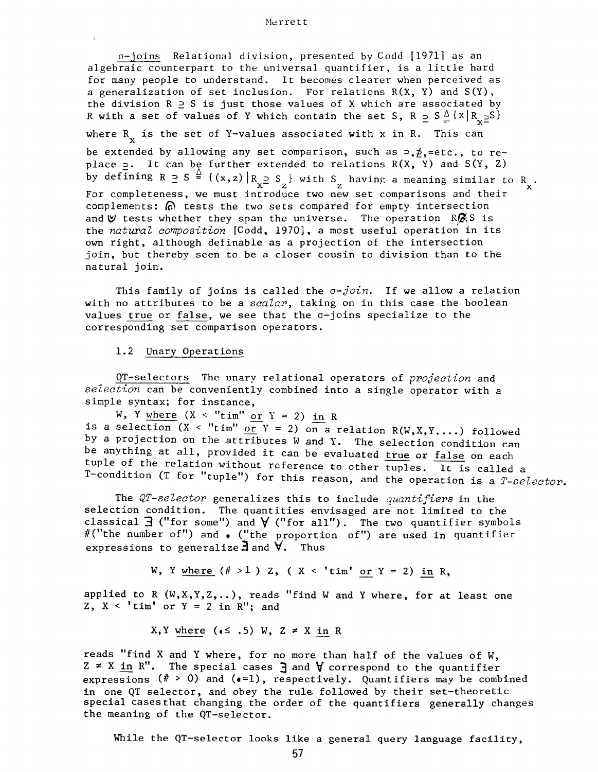σ-joins Relational division, presented by Codd [1971] as an algebraic counterpart to the universal quantifier, is a little hard for many people to understand. It becomes clearer when perceived as a generalization of set inclusion. For relations R(X, Y) and S(Y), the division $R \supseteq S$ is just those values of X which are associated by R with a set of values of Y which contain the set S, $R \supseteq S \triangleq \{x | R_x \supseteq S\}$ where $R_x$ is the set of Y-values associated with x in R. This can be extended by allowing any set comparison, such as $\supset, \not\supseteq, =$ etc., to replace $\supseteq$. It can be further extended to relations R(X, Y) and S(Y, Z) by defining $R \supseteq S \triangleq \{(x,z) | R_x \supseteq S_z\}$ with $S_z$ having a meaning similar to $R_x$. For completeness, we must introduce two new set comparisons and their complements: $\textcircled{\cap}$ tests the two sets compared for empty intersection and $\textcircled{\cup}$ tests whether they span the universe. The operation $R \not\textcircled{\cap} S$ is the *natural composition* [Codd, 1970], a most useful operation in its own right, although definable as a projection of the intersection join, but thereby seen to be a closer cousin to division than to the natural join.

This family of joins is called the *σ-join*. If we allow a relation with no attributes to be a *scalar*, taking on in this case the boolean values true or false, we see that the σ-joins specialize to the corresponding set comparison operators.

### 1.2 Unary Operations

QT-selectors The unary relational operators of *projection* and *selection* can be conveniently combined into a single operator with a simple syntax; for instance,

W, Y where (X < "tim" or Y = 2) in R

is a selection (X < "tim" or Y = 2) on a relation R(W,X,Y,...) followed by a projection on the attributes W and Y. The selection condition can be anything at all, provided it can be evaluated true or false on each tuple of the relation without reference to other tuples. It is called a T-condition (T for "tuple") for this reason, and the operation is a *T-selector*.

The *QT-selector* generalizes this to include *quantifiers* in the selection condition. The quantities envisaged are not limited to the classical ∃ ("for some") and ∀ ("for all"). The two quantifier symbols # ("the number of") and • ("the proportion of") are used in quantifier expressions to generalize ∃ and ∀. Thus

W, Y where (# >1 ) Z, ( X < 'tim' or Y = 2) in R,

applied to R (W,X,Y,Z,..), reads "find W and Y where, for at least one Z, X < 'tim' or Y = 2 in R"; and

X,Y where (•≤ .5) W, Z ≠ X in R

reads "find X and Y where, for no more than half of the values of W, Z ≠ X in R". The special cases ∃ and ∀ correspond to the quantifier expressions (# > 0) and (•=1), respectively. Quantifiers may be combined in one QT selector, and obey the rule followed by their set-theoretic special cases that changing the order of the quantifiers generally changes the meaning of the QT-selector.

While the QT-selector looks like a general query language facility,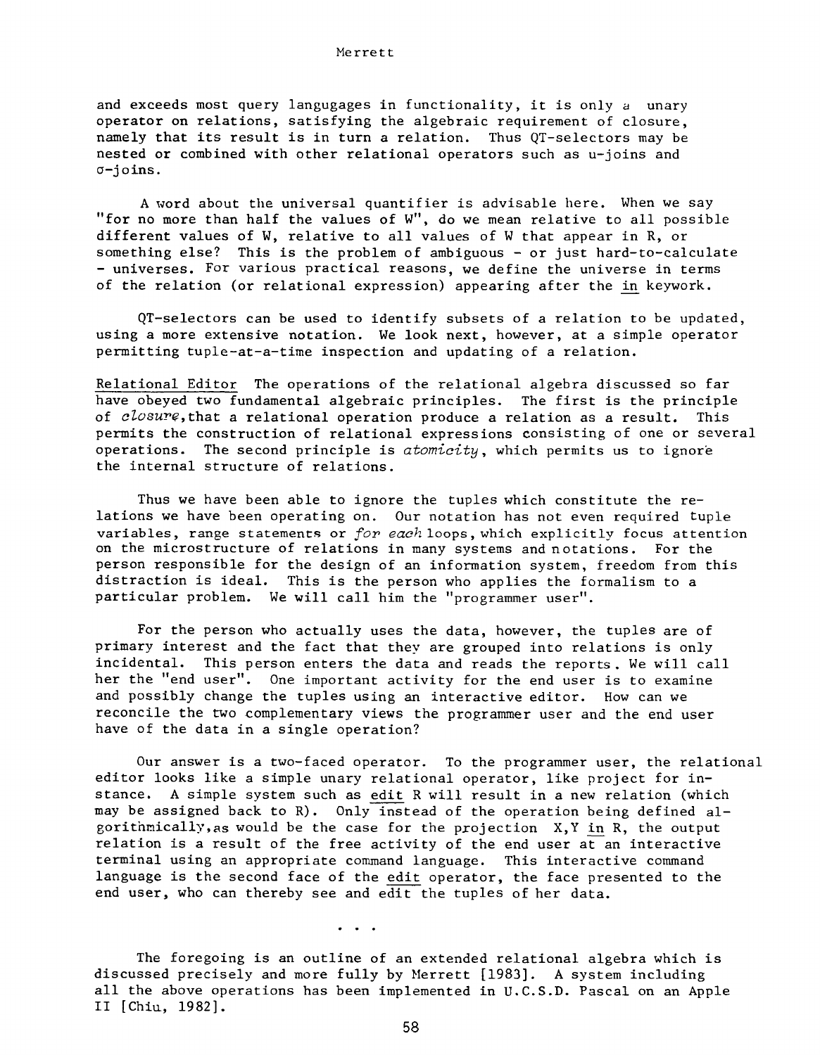and exceeds most query langugages in functionality, it is only a unary operator on relations, satisfying the algebraic requirement of closure, namely that its result is in turn a relation. Thus QT-selectors may be nested or combined with other relational operators such as u-joins and σ-joins.

A word about the universal quantifier is advisable here. When we say "for no more than half the values of W", do we mean relative to all possible different values of W, relative to all values of W that appear in R, or something else? This is the problem of ambiguous - or just hard-to-calculate - universes. For various practical reasons, we define the universe in terms of the relation (or relational expression) appearing after the in keywork.

QT-selectors can be used to identify subsets of a relation to be updated, using a more extensive notation. We look next, however, at a simple operator permitting tuple-at-a-time inspection and updating of a relation.

Relational Editor The operations of the relational algebra discussed so far have obeyed two fundamental algebraic principles. The first is the principle of *closure*, that a relational operation produce a relation as a result. This permits the construction of relational expressions consisting of one or several operations. The second principle is *atomicity*, which permits us to ignore the internal structure of relations.

Thus we have been able to ignore the tuples which constitute the relations we have been operating on. Our notation has not even required tuple variables, range statements or *for each* loops, which explicitly focus attention on the microstructure of relations in many systems and notations. For the person responsible for the design of an information system, freedom from this distraction is ideal. This is the person who applies the formalism to a particular problem. We will call him the "programmer user".

For the person who actually uses the data, however, the tuples are of primary interest and the fact that they are grouped into relations is only incidental. This person enters the data and reads the reports. We will call her the "end user". One important activity for the end user is to examine and possibly change the tuples using an interactive editor. How can we reconcile the two complementary views the programmer user and the end user have of the data in a single operation?

Our answer is a two-faced operator. To the programmer user, the relational editor looks like a simple unary relational operator, like project for instance. A simple system such as edit R will result in a new relation (which may be assigned back to R). Only instead of the operation being defined algorithmically, as would be the case for the projection X,Y in R, the output relation is a result of the free activity of the end user at an interactive terminal using an appropriate command language. This interactive command language is the second face of the edit operator, the face presented to the end user, who can thereby see and edit the tuples of her data.

. . .

The foregoing is an outline of an extended relational algebra which is discussed precisely and more fully by Merrett [1983]. A system including all the above operations has been implemented in U.C.S.D. Pascal on an Apple II [Chiu, 1982].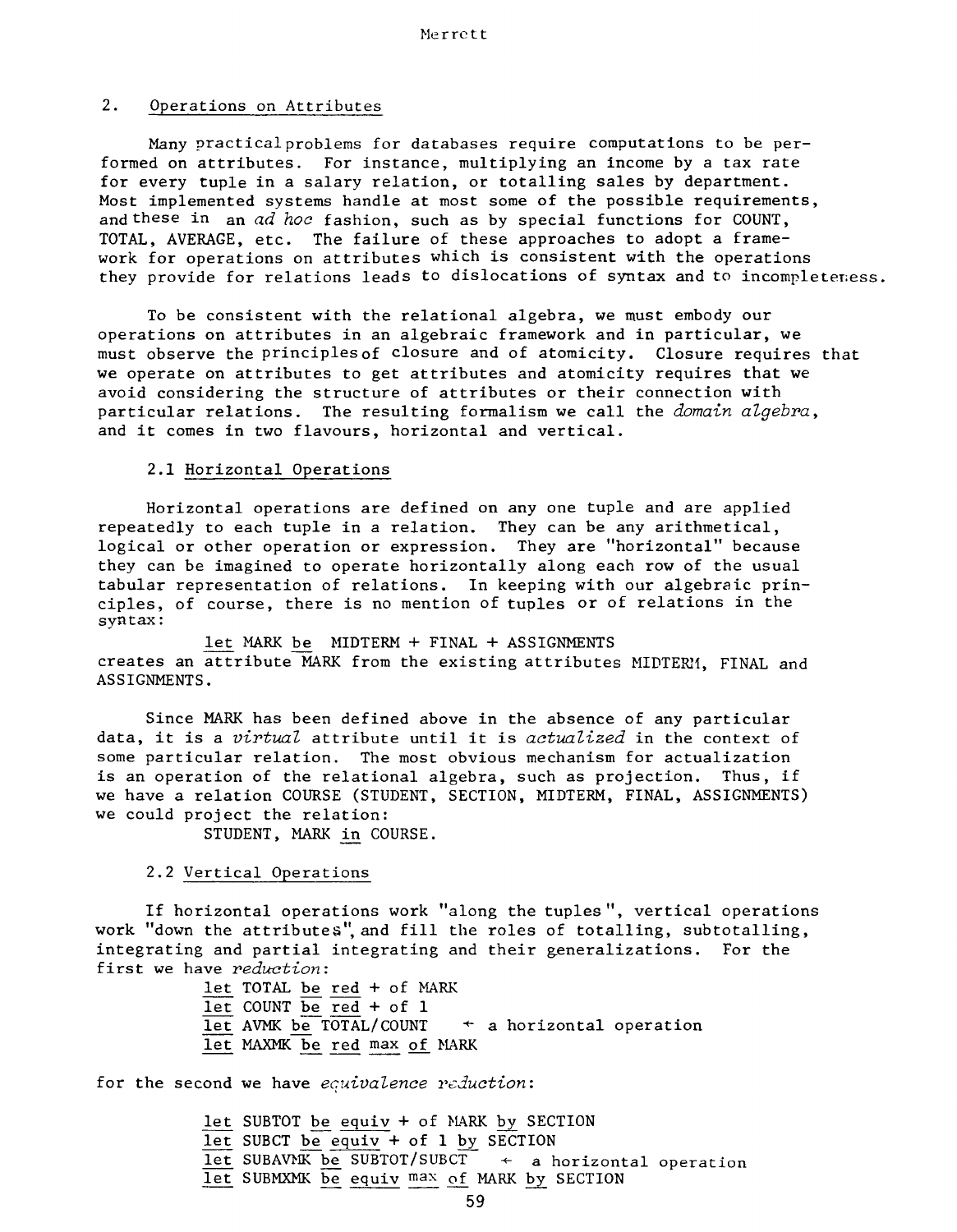## 2. Operations on Attributes

Many practical problems for databases require computations to be performed on attributes. For instance, multiplying an income by a tax rate for every tuple in a salary relation, or totalling sales by department. Most implemented systems handle at most some of the possible requirements, and these in an *ad hoc* fashion, such as by special functions for COUNT, TOTAL, AVERAGE, etc. The failure of these approaches to adopt a framework for operations on attributes which is consistent with the operations they provide for relations leads to dislocations of syntax and to incompleteness.

To be consistent with the relational algebra, we must embody our operations on attributes in an algebraic framework and in particular, we must observe the principles of closure and of atomicity. Closure requires that we operate on attributes to get attributes and atomicity requires that we avoid considering the structure of attributes or their connection with particular relations. The resulting formalism we call the *domain algebra*, and it comes in two flavours, horizontal and vertical.

### 2.1 Horizontal Operations

Horizontal operations are defined on any one tuple and are applied repeatedly to each tuple in a relation. They can be any arithmetical, logical or other operation or expression. They are "horizontal" because they can be imagined to operate horizontally along each row of the usual tabular representation of relations. In keeping with our algebraic principles, of course, there is no mention of tuples or of relations in the syntax:

```
let MARK be MIDTERM + FINAL + ASSIGNMENTS
```

creates an attribute MARK from the existing attributes MIDTERM, FINAL and ASSIGNMENTS.

Since MARK has been defined above in the absence of any particular data, it is a *virtual* attribute until it is *actualized* in the context of some particular relation. The most obvious mechanism for actualization is an operation of the relational algebra, such as projection. Thus, if we have a relation COURSE (STUDENT, SECTION, MIDTERM, FINAL, ASSIGNMENTS) we could project the relation:

```
STUDENT, MARK in COURSE.
```

### 2.2 Vertical Operations

If horizontal operations work "along the tuples", vertical operations work "down the attributes", and fill the roles of totalling, subtotalling, integrating and partial integrating and their generalizations. For the first we have *reduction*:

```
let TOTAL be red + of MARK
let COUNT be red + of 1
let AVMK be TOTAL/COUNT      ← a horizontal operation
let MAXMK be red max of MARK
```

for the second we have *equivalence reduction*:

```
let SUBTOT be equiv + of MARK by SECTION
let SUBCT be equiv + of 1 by SECTION
let SUBAVMK be SUBTOT/SUBCT      ← a horizontal operation
let SUBMXMK be equiv max of MARK by SECTION
```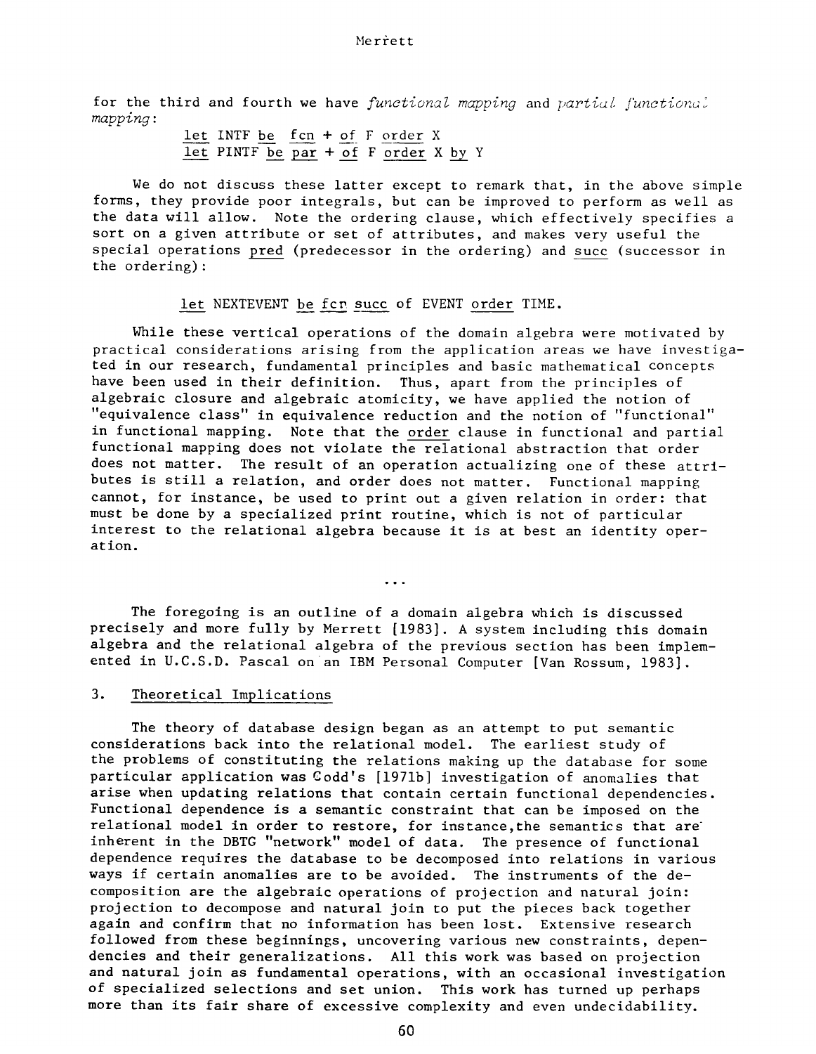for the third and fourth we have *functional mapping* and *partial functional mapping*:

```
let INTF be fcn + of F order X
let PINTF be par + of F order X by Y
```

We do not discuss these latter except to remark that, in the above simple forms, they provide poor integrals, but can be improved to perform as well as the data will allow. Note the ordering clause, which effectively specifies a sort on a given attribute or set of attributes, and makes very useful the special operations pred (predecessor in the ordering) and succ (successor in the ordering):

```
let NEXTEVENT be fcn succ of EVENT order TIME.
```

While these vertical operations of the domain algebra were motivated by practical considerations arising from the application areas we have investigated in our research, fundamental principles and basic mathematical concepts have been used in their definition. Thus, apart from the principles of algebraic closure and algebraic atomicity, we have applied the notion of "equivalence class" in equivalence reduction and the notion of "functional" in functional mapping. Note that the order clause in functional and partial functional mapping does not violate the relational abstraction that order does not matter. The result of an operation actualizing one of these attributes is still a relation, and order does not matter. Functional mapping cannot, for instance, be used to print out a given relation in order: that must be done by a specialized print routine, which is not of particular interest to the relational algebra because it is at best an identity operation.

...

The foregoing is an outline of a domain algebra which is discussed precisely and more fully by Merrett [1983]. A system including this domain algebra and the relational algebra of the previous section has been implemented in U.C.S.D. Pascal on an IBM Personal Computer [Van Rossum, 1983].

## 3. Theoretical Implications

The theory of database design began as an attempt to put semantic considerations back into the relational model. The earliest study of the problems of constituting the relations making up the database for some particular application was Codd's [1971b] investigation of anomalies that arise when updating relations that contain certain functional dependencies. Functional dependence is a semantic constraint that can be imposed on the relational model in order to restore, for instance, the semantics that are inherent in the DBTG "network" model of data. The presence of functional dependence requires the database to be decomposed into relations in various ways if certain anomalies are to be avoided. The instruments of the decomposition are the algebraic operations of projection and natural join: projection to decompose and natural join to put the pieces back together again and confirm that no information has been lost. Extensive research followed from these beginnings, uncovering various new constraints, dependencies and their generalizations. All this work was based on projection and natural join as fundamental operations, with an occasional investigation of specialized selections and set union. This work has turned up perhaps more than its fair share of excessive complexity and even undecidability.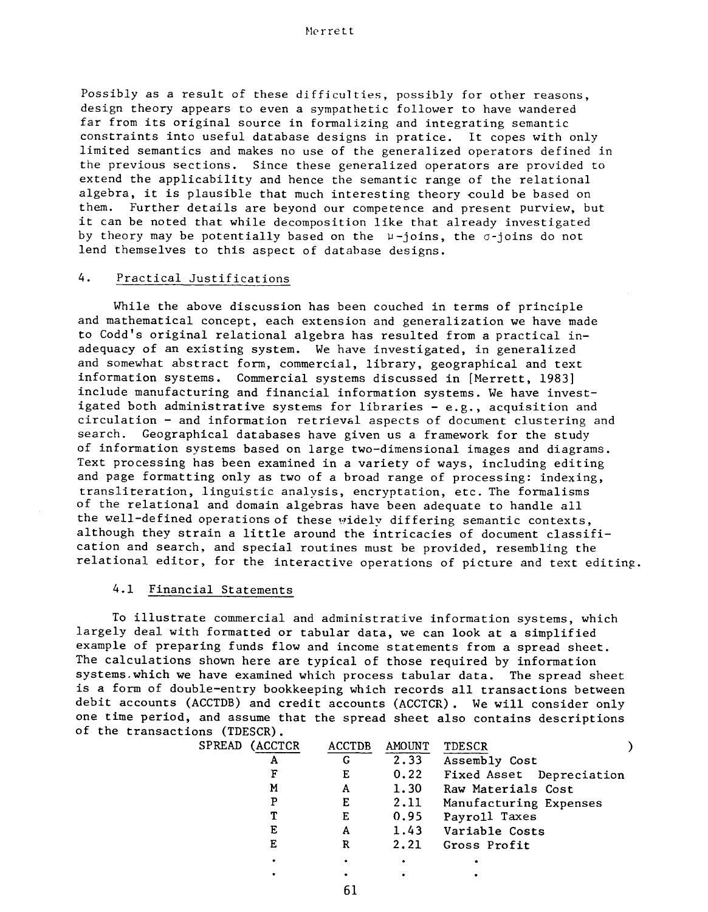Possibly as a result of these difficulties, possibly for other reasons, design theory appears to even a sympathetic follower to have wandered far from its original source in formalizing and integrating semantic constraints into useful database designs in pratice. It copes with only limited semantics and makes no use of the generalized operators defined in the previous sections. Since these generalized operators are provided to extend the applicability and hence the semantic range of the relational algebra, it is plausible that much interesting theory could be based on them. Further details are beyond our competence and present purview, but it can be noted that while decomposition like that already investigated by theory may be potentially based on the $\mu$-joins, the $\sigma$-joins do not lend themselves to this aspect of database designs.

## 4. Practical Justifications

While the above discussion has been couched in terms of principle and mathematical concept, each extension and generalization we have made to Codd's original relational algebra has resulted from a practical inadequacy of an existing system. We have investigated, in generalized and somewhat abstract form, commercial, library, geographical and text information systems. Commercial systems discussed in [Merrett, 1983] include manufacturing and financial information systems. We have investigated both administrative systems for libraries - e.g., acquisition and circulation - and information retrieval aspects of document clustering and search. Geographical databases have given us a framework for the study of information systems based on large two-dimensional images and diagrams. Text processing has been examined in a variety of ways, including editing and page formatting only as two of a broad range of processing: indexing, transliteration, linguistic analysis, encryptation, etc. The formalisms of the relational and domain algebras have been adequate to handle all the well-defined operations of these widely differing semantic contexts, although they strain a little around the intricacies of document classification and search, and special routines must be provided, resembling the relational editor, for the interactive operations of picture and text editing.

### 4.1 Financial Statements

To illustrate commercial and administrative information systems, which largely deal with formatted or tabular data, we can look at a simplified example of preparing funds flow and income statements from a spread sheet. The calculations shown here are typical of those required by information systems which we have examined which process tabular data. The spread sheet is a form of double-entry bookkeeping which records all transactions between debit accounts (ACCTDB) and credit accounts (ACCTCR). We will consider only one time period, and assume that the spread sheet also contains descriptions of the transactions (TDESCR).

SPREAD (

| ACCTCR | ACCTDB | AMOUNT | TDESCR |
|---|---|---|---|
| A | G | 2.33 | Assembly Cost |
| F | E | 0.22 | Fixed Asset Depreciation |
| M | A | 1.30 | Raw Materials Cost |
| P | E | 2.11 | Manufacturing Expenses |
| T | E | 0.95 | Payroll Taxes |
| E | A | 1.43 | Variable Costs |
| E | R | 2.21 | Gross Profit |
| . | . | . | . |
| . | . | . | . |

)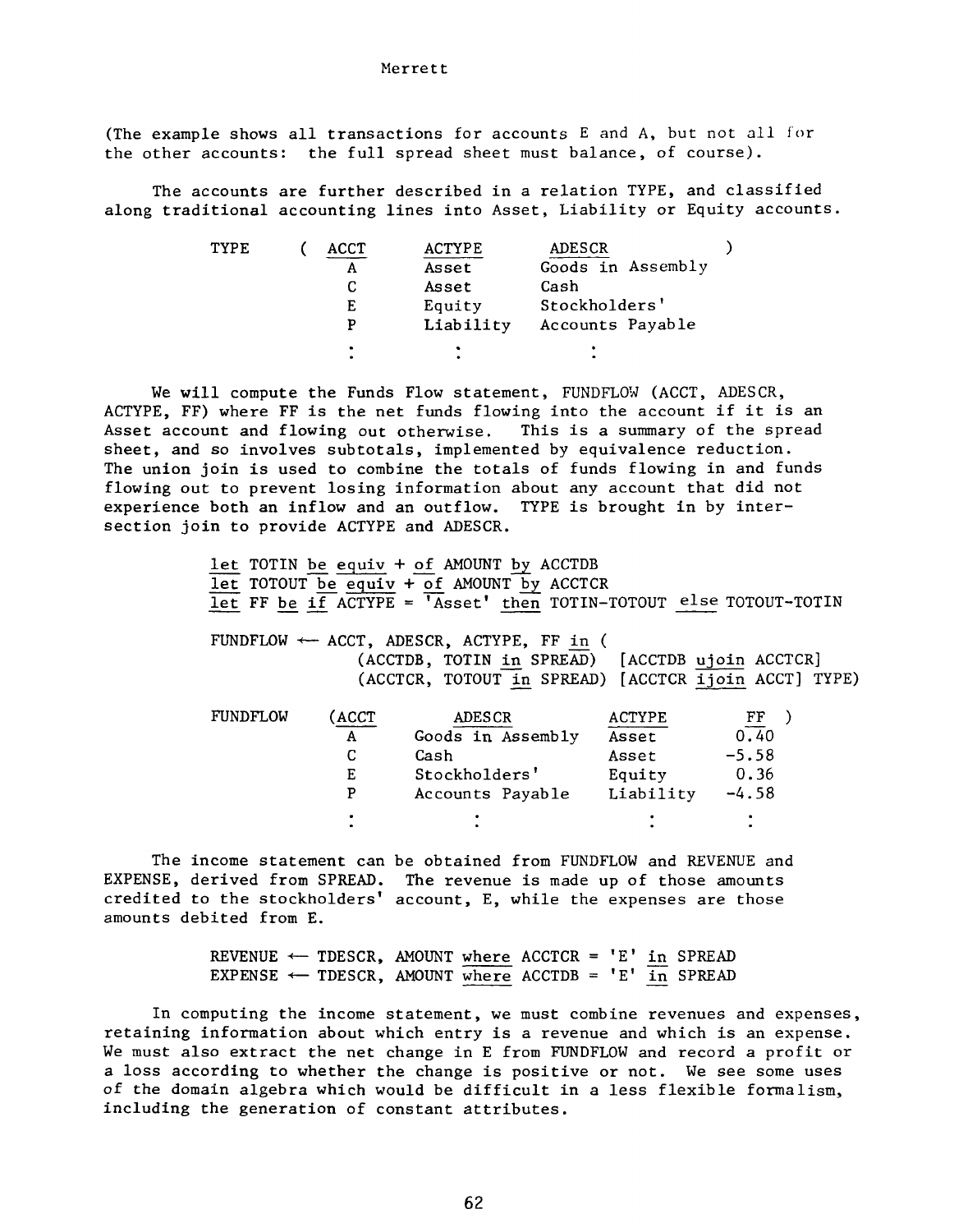(The example shows all transactions for accounts E and A, but not all for the other accounts: the full spread sheet must balance, of course).

The accounts are further described in a relation TYPE, and classified along traditional accounting lines into Asset, Liability or Equity accounts.

```
TYPE    ( ACCT    ACTYPE      ADESCR              )
          A       Asset       Goods in Assembly
          C       Asset       Cash
          E       Equity      Stockholders'
          P       Liability   Accounts Payable
          :         :             :
```

We will compute the Funds Flow statement, FUNDFLOW (ACCT, ADESCR, ACTYPE, FF) where FF is the net funds flowing into the account if it is an Asset account and flowing out otherwise. This is a summary of the spread sheet, and so involves subtotals, implemented by equivalence reduction. The union join is used to combine the totals of funds flowing in and funds flowing out to prevent losing information about any account that did not experience both an inflow and an outflow. TYPE is brought in by intersection join to provide ACTYPE and ADESCR.

```
let TOTIN be equiv + of AMOUNT by ACCTDB
let TOTOUT be equiv + of AMOUNT by ACCTCR
let FF be if ACTYPE = 'Asset' then TOTIN-TOTOUT else TOTOUT-TOTIN

FUNDFLOW <- ACCT, ADESCR, ACTYPE, FF in (
            (ACCTDB, TOTIN in SPREAD)  [ACCTDB ujoin ACCTCR]
            (ACCTCR, TOTOUT in SPREAD) [ACCTCR ijoin ACCT] TYPE)
```

```
FUNDFLOW   (ACCT    ADESCR              ACTYPE      FF   )
            A       Goods in Assembly   Asset       0.40
            C       Cash                Asset      -5.58
            E       Stockholders'       Equity      0.36
            P       Accounts Payable    Liability  -4.58
            :         :                   :          :
```

The income statement can be obtained from FUNDFLOW and REVENUE and EXPENSE, derived from SPREAD. The revenue is made up of those amounts credited to the stockholders' account, E, while the expenses are those amounts debited from E.

```
REVENUE <- TDESCR, AMOUNT where ACCTCR = 'E' in SPREAD
EXPENSE <- TDESCR, AMOUNT where ACCTDB = 'E' in SPREAD
```

In computing the income statement, we must combine revenues and expenses, retaining information about which entry is a revenue and which is an expense. We must also extract the net change in E from FUNDFLOW and record a profit or a loss according to whether the change is positive or not. We see some uses of the domain algebra which would be difficult in a less flexible formalism, including the generation of constant attributes.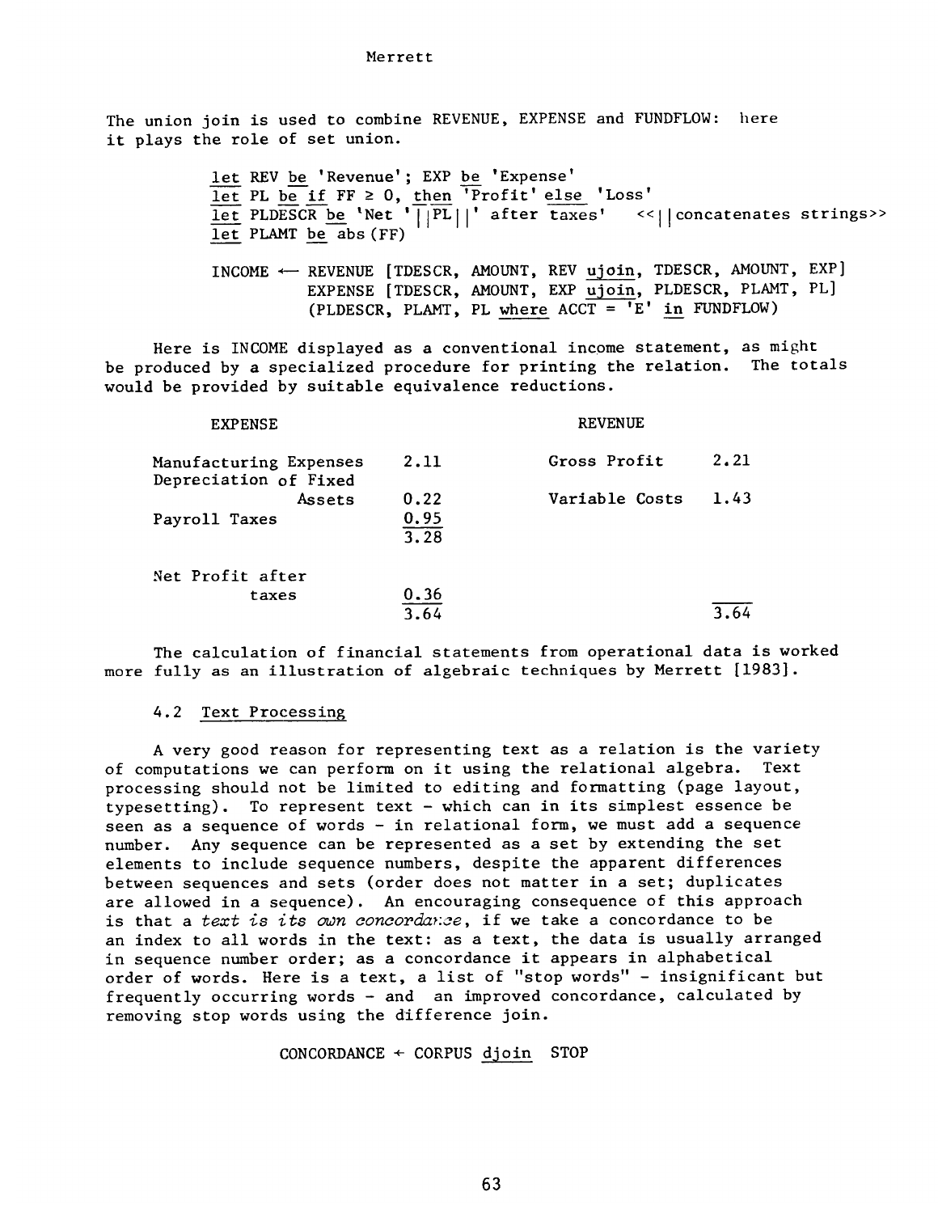The union join is used to combine REVENUE, EXPENSE and FUNDFLOW: here it plays the role of set union.

```
let REV be 'Revenue'; EXP be 'Expense'
let PL be if FF ≥ 0, then 'Profit' else 'Loss'
let PLDESCR be 'Net '||PL||' after taxes'   <<||concatenates strings>>
let PLAMT be abs(FF)

INCOME ← REVENUE [TDESCR, AMOUNT, REV ujoin, TDESCR, AMOUNT, EXP]
         EXPENSE [TDESCR, AMOUNT, EXP ujoin, PLDESCR, PLAMT, PL]
         (PLDESCR, PLAMT, PL where ACCT = 'E' in FUNDFLOW)
```

Here is INCOME displayed as a conventional income statement, as might be produced by a specialized procedure for printing the relation. The totals would be provided by suitable equivalence reductions.

| EXPENSE | | REVENUE | |
|---|---|---|---|
| Manufacturing Expenses | 2.11 | Gross Profit | 2.21 |
| Depreciation of Fixed Assets | 0.22 | Variable Costs | 1.43 |
| Payroll Taxes | 0.95 | | |
| | 3.28 | | |
| Net Profit after taxes | 0.36 | | |
| | 3.64 | | 3.64 |

The calculation of financial statements from operational data is worked more fully as an illustration of algebraic techniques by Merrett [1983].

### 4.2 Text Processing

A very good reason for representing text as a relation is the variety of computations we can perform on it using the relational algebra. Text processing should not be limited to editing and formatting (page layout, typesetting). To represent text - which can in its simplest essence be seen as a sequence of words - in relational form, we must add a sequence number. Any sequence can be represented as a set by extending the set elements to include sequence numbers, despite the apparent differences between sequences and sets (order does not matter in a set; duplicates are allowed in a sequence). An encouraging consequence of this approach is that a *text is its own concordance*, if we take a concordance to be an index to all words in the text: as a text, the data is usually arranged in sequence number order; as a concordance it appears in alphabetical order of words. Here is a text, a list of "stop words" - insignificant but frequently occurring words - and an improved concordance, calculated by removing stop words using the difference join.

```
CONCORDANCE ← CORPUS djoin STOP
```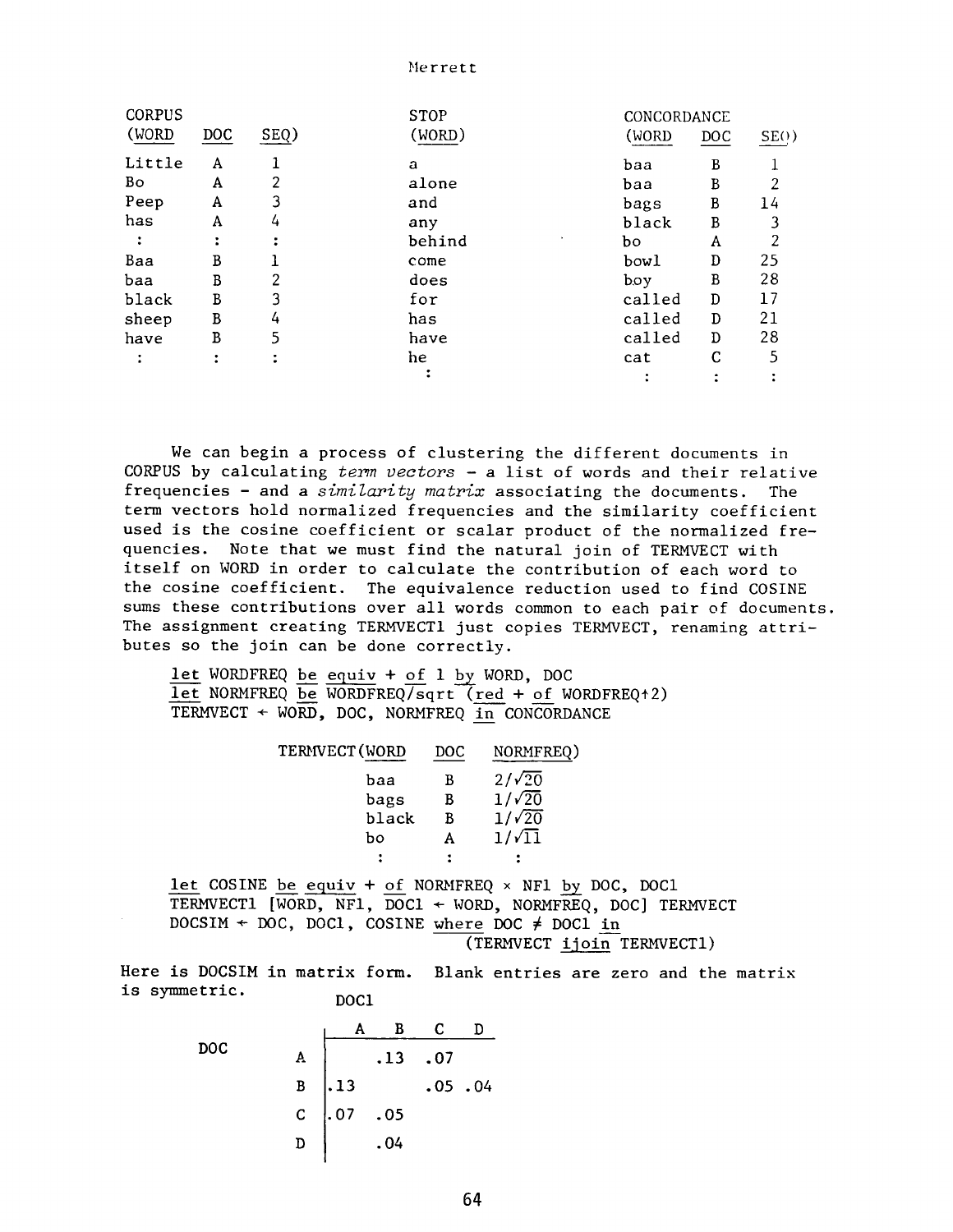| CORPUS (WORD | DOC | SEQ) |
|---|---|---|
| Little | A | 1 |
| Bo | A | 2 |
| Peep | A | 3 |
| has | A | 4 |
| : | : | : |
| Baa | B | 1 |
| baa | B | 2 |
| black | B | 3 |
| sheep | B | 4 |
| have | B | 5 |
| : | : | : |

| STOP (WORD) |
|---|
| a |
| alone |
| and |
| any |
| behind |
| come |
| does |
| for |
| has |
| have |
| he |
| : |

| CONCORDANCE (WORD | DOC | SEQ) |
|---|---|---|
| baa | B | 1 |
| baa | B | 2 |
| bags | B | 14 |
| black | B | 3 |
| bo | A | 2 |
| bowl | D | 25 |
| boy | B | 28 |
| called | D | 17 |
| called | D | 21 |
| called | D | 28 |
| cat | C | 5 |
| : | : | : |

We can begin a process of clustering the different documents in CORPUS by calculating *term vectors* - a list of words and their relative frequencies - and a *similarity matrix* associating the documents. The term vectors hold normalized frequencies and the similarity coefficient used is the cosine coefficient or scalar product of the normalized frequencies. Note that we must find the natural join of TERMVECT with itself on WORD in order to calculate the contribution of each word to the cosine coefficient. The equivalence reduction used to find COSINE sums these contributions over all words common to each pair of documents. The assignment creating TERMVECT1 just copies TERMVECT, renaming attributes so the join can be done correctly.

```
let WORDFREQ be equiv + of 1 by WORD, DOC
let NORMFREQ be WORDFREQ/sqrt (red + of WORDFREQ↑2)
TERMVECT ← WORD, DOC, NORMFREQ in CONCORDANCE
```

| TERMVECT(WORD | DOC | NORMFREQ) |
|---|---|---|
| baa | B | $2/\sqrt{20}$ |
| bags | B | $1/\sqrt{20}$ |
| black | B | $1/\sqrt{20}$ |
| bo | A | $1/\sqrt{11}$ |
| : | : | : |

```
let COSINE be equiv + of NORMFREQ × NF1 by DOC, DOC1
TERMVECT1 [WORD, NF1, DOC1 ← WORD, NORMFREQ, DOC] TERMVECT
DOCSIM ← DOC, DOC1, COSINE where DOC ≠ DOC1 in
                              (TERMVECT ijoin TERMVECT1)
```

Here is DOCSIM in matrix form. Blank entries are zero and the matrix is symmetric.

| DOC \ DOC1 | A | B | C | D |
|---|---|---|---|---|
| A | | .13 | .07 | |
| B | .13 | | .05 | .04 |
| C | .07 | .05 | | |
| D | | .04 | | |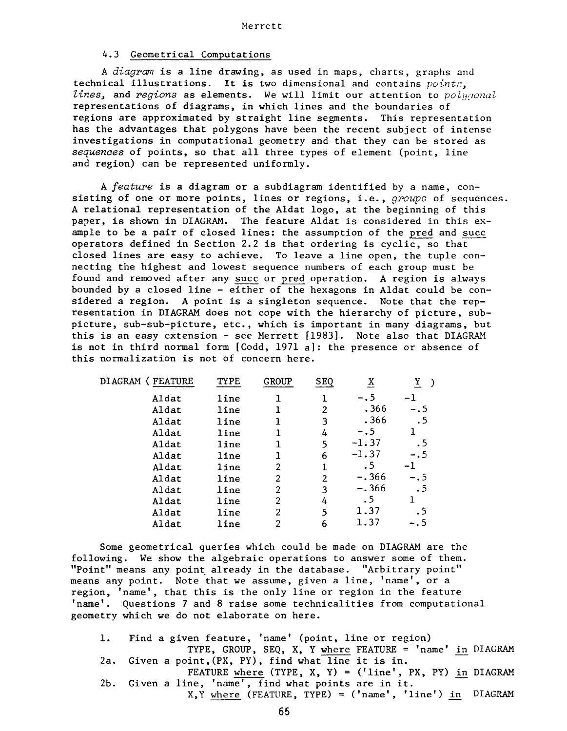### 4.3 Geometrical Computations

A *diagram* is a line drawing, as used in maps, charts, graphs and technical illustrations. It is two dimensional and contains *points*, *lines*, and *regions* as elements. We will limit our attention to *polygonal* representations of diagrams, in which lines and the boundaries of regions are approximated by straight line segments. This representation has the advantages that polygons have been the recent subject of intense investigations in computational geometry and that they can be stored as *sequences* of points, so that all three types of element (point, line and region) can be represented uniformly.

A *feature* is a diagram or a subdiagram identified by a name, consisting of one or more points, lines or regions, i.e., *groups* of sequences. A relational representation of the Aldat logo, at the beginning of this paper, is shown in DIAGRAM. The feature Aldat is considered in this example to be a pair of closed lines: the assumption of the pred and succ operators defined in Section 2.2 is that ordering is cyclic, so that closed lines are easy to achieve. To leave a line open, the tuple connecting the highest and lowest sequence numbers of each group must be found and removed after any succ or pred operation. A region is always bounded by a closed line - either of the hexagons in Aldat could be considered a region. A point is a singleton sequence. Note that the representation in DIAGRAM does not cope with the hierarchy of picture, subpicture, sub-sub-picture, etc., which is important in many diagrams, but this is an easy extension - see Merrett [1983]. Note also that DIAGRAM is not in third normal form [Codd, 1971 a]: the presence or absence of this normalization is not of concern here.

DIAGRAM (

| FEATURE | TYPE | GROUP | SEQ | X | Y |
|---|---|---|---|---|---|
| Aldat | line | 1 | 1 | -.5 | -1 |
| Aldat | line | 1 | 2 | .366 | -.5 |
| Aldat | line | 1 | 3 | .366 | .5 |
| Aldat | line | 1 | 4 | -.5 | 1 |
| Aldat | line | 1 | 5 | -1.37 | .5 |
| Aldat | line | 1 | 6 | -1.37 | -.5 |
| Aldat | line | 2 | 1 | .5 | -1 |
| Aldat | line | 2 | 2 | -.366 | -.5 |
| Aldat | line | 2 | 3 | -.366 | .5 |
| Aldat | line | 2 | 4 | .5 | 1 |
| Aldat | line | 2 | 5 | 1.37 | .5 |
| Aldat | line | 2 | 6 | 1.37 | -.5 |

)

Some geometrical queries which could be made on DIAGRAM are the following. We show the algebraic operations to answer some of them. "Point" means any point already in the database. "Arbitrary point" means any point. Note that we assume, given a line, 'name', or a region, 'name', that this is the only line or region in the feature 'name'. Questions 7 and 8 raise some technicalities from computational geometry which we do not elaborate on here.

1. Find a given feature, 'name' (point, line or region)
   TYPE, GROUP, SEQ, X, Y where FEATURE = 'name' in DIAGRAM

2a. Given a point, (PX, PY), find what line it is in.
   FEATURE where (TYPE, X, Y) = ('line', PX, PY) in DIAGRAM

2b. Given a line, 'name', find what points are in it.
   X,Y where (FEATURE, TYPE) = ('name', 'line') in DIAGRAM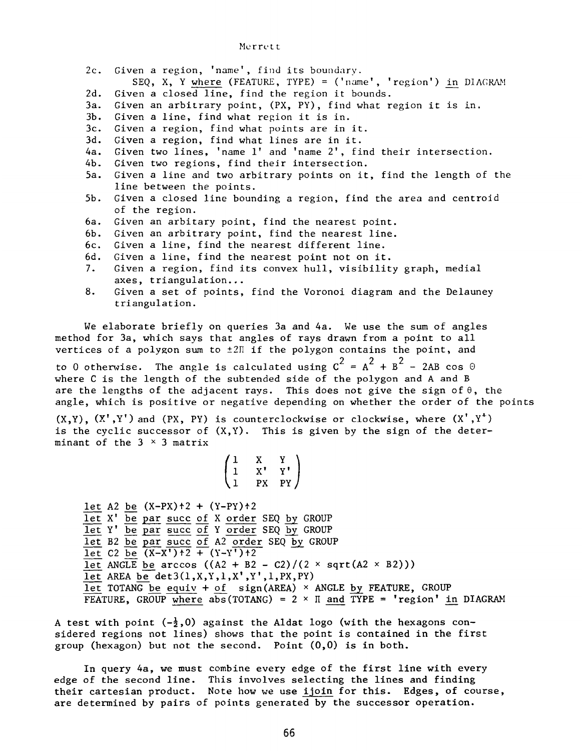2c. Given a region, 'name', find its boundary.

```
SEQ, X, Y where (FEATURE, TYPE) = ('name', 'region') in DIAGRAM
```

2d. Given a closed line, find the region it bounds.

3a. Given an arbitrary point, (PX, PY), find what region it is in.

3b. Given a line, find what region it is in.

3c. Given a region, find what points are in it.

3d. Given a region, find what lines are in it.

4a. Given two lines, 'name 1' and 'name 2', find their intersection.

4b. Given two regions, find their intersection.

5a. Given a line and two arbitrary points on it, find the length of the line between the points.

5b. Given a closed line bounding a region, find the area and centroid of the region.

6a. Given an arbitary point, find the nearest point.

6b. Given an arbitrary point, find the nearest line.

6c. Given a line, find the nearest different line.

6d. Given a line, find the nearest point not on it.

7. Given a region, find its convex hull, visibility graph, medial axes, triangulation...

8. Given a set of points, find the Voronoi diagram and the Delauney triangulation.

We elaborate briefly on queries 3a and 4a. We use the sum of angles method for 3a, which says that angles of rays drawn from a point to all vertices of a polygon sum to $\pm 2\Pi$ if the polygon contains the point, and to 0 otherwise. The angle is calculated using $C^2 = A^2 + B^2 - 2AB \cos \Theta$ where C is the length of the subtended side of the polygon and A and B are the lengths of the adjacent rays. This does not give the sign of $\theta$, the angle, which is positive or negative depending on whether the order of the points (X,Y), (X',Y') and (PX, PY) is counterclockwise or clockwise, where (X',Y') is the cyclic successor of (X,Y). This is given by the sign of the determinant of the 3 × 3 matrix

$$\begin{pmatrix} 1 & X & Y \\ 1 & X' & Y' \\ 1 & PX & PY \end{pmatrix}$$

```
let A2 be (X-PX)↑2 + (Y-PY)↑2
let X' be par succ of X order SEQ by GROUP
let Y' be par succ of Y order SEQ by GROUP
let B2 be par succ of A2 order SEQ by GROUP
let C2 be (X-X')↑2 + (Y-Y')↑2
let ANGLE be arccos ((A2 + B2 - C2)/(2 × sqrt(A2 × B2)))
let AREA be det3(1,X,Y,1,X',Y',1,PX,PY)
let TOTANG be equiv + of  sign(AREA) × ANGLE by FEATURE, GROUP
FEATURE, GROUP where abs(TOTANG) = 2 × Π and TYPE = 'region' in DIAGRAM
```

A test with point $(-\frac{1}{2},0)$ against the Aldat logo (with the hexagons considered regions not lines) shows that the point is contained in the first group (hexagon) but not the second. Point (0,0) is in both.

In query 4a, we must combine every edge of the first line with every edge of the second line. This involves selecting the lines and finding their cartesian product. Note how we use ijoin for this. Edges, of course, are determined by pairs of points generated by the successor operation.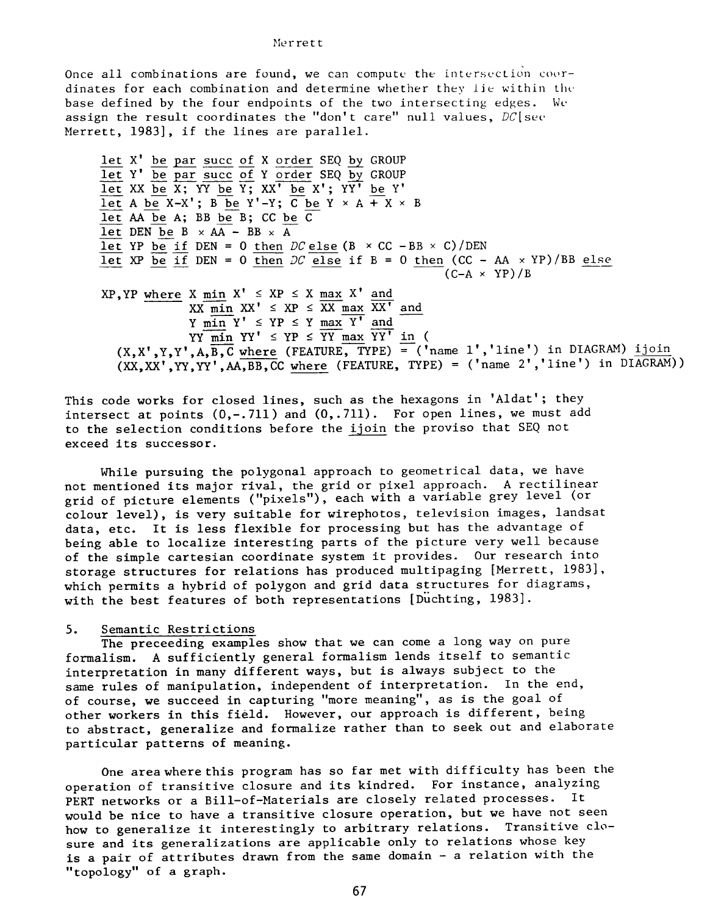Once all combinations are found, we can compute the intersection coordinates for each combination and determine whether they lie within the base defined by the four endpoints of the two intersecting edges. We assign the result coordinates the "don't care" null values, *DC*[see Merrett, 1983], if the lines are parallel.

```
let X' be par succ of X order SEQ by GROUP
let Y' be par succ of Y order SEQ by GROUP
let XX be X; YY be Y; XX' be X'; YY' be Y'
let A be X-X'; B be Y'-Y; C be Y × A + X × B
let AA be A; BB be B; CC be C
let DEN be B × AA - BB × A
let YP be if DEN = 0 then DC else (B × CC - BB × C)/DEN
let XP be if DEN = 0 then DC else if B = 0 then (CC - AA × YP)/BB else
                                                  (C-A × YP)/B

XP,YP where X min X' ≤ XP ≤ X max X' and
            XX min XX' ≤ XP ≤ XX max XX' and
            Y min Y' ≤ YP ≤ Y max Y' and
            YY min YY' ≤ YP ≤ YY max YY' in (
   (X,X',Y,Y',A,B,C where (FEATURE, TYPE) = ('name 1','line') in DIAGRAM) ijoin
   (XX,XX',YY,YY',AA,BB,CC where (FEATURE, TYPE) = ('name 2','line') in DIAGRAM))
```

This code works for closed lines, such as the hexagons in 'Aldat'; they intersect at points (0,-.711) and (0,.711). For open lines, we must add to the selection conditions before the ijoin the proviso that SEQ not exceed its successor.

While pursuing the polygonal approach to geometrical data, we have not mentioned its major rival, the grid or pixel approach. A rectilinear grid of picture elements ("pixels"), each with a variable grey level (or colour level), is very suitable for wirephotos, television images, landsat data, etc. It is less flexible for processing but has the advantage of being able to localize interesting parts of the picture very well because of the simple cartesian coordinate system it provides. Our research into storage structures for relations has produced multipaging [Merrett, 1983], which permits a hybrid of polygon and grid data structures for diagrams, with the best features of both representations [Düchting, 1983].

## 5. Semantic Restrictions

The preceeding examples show that we can come a long way on pure formalism. A sufficiently general formalism lends itself to semantic interpretation in many different ways, but is always subject to the same rules of manipulation, independent of interpretation. In the end, of course, we succeed in capturing "more meaning", as is the goal of other workers in this field. However, our approach is different, being to abstract, generalize and formalize rather than to seek out and elaborate particular patterns of meaning.

One area where this program has so far met with difficulty has been the operation of transitive closure and its kindred. For instance, analyzing PERT networks or a Bill-of-Materials are closely related processes. It would be nice to have a transitive closure operation, but we have not seen how to generalize it interestingly to arbitrary relations. Transitive closure and its generalizations are applicable only to relations whose key is a pair of attributes drawn from the same domain - a relation with the "topology" of a graph.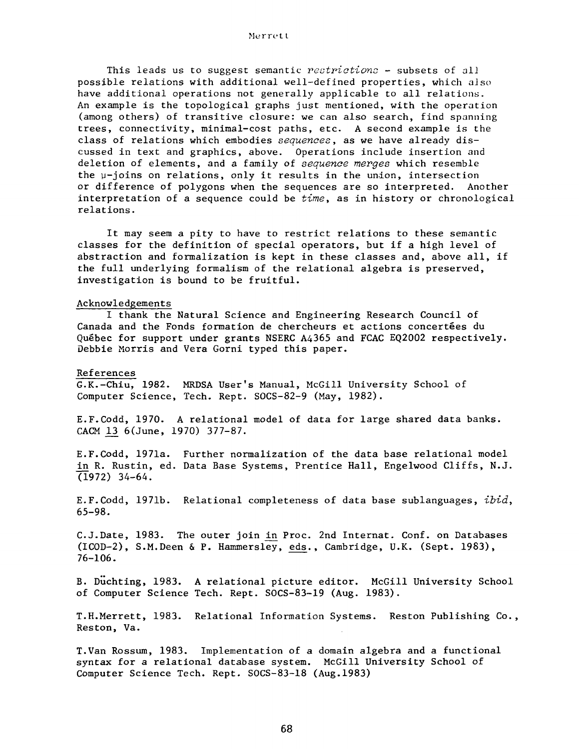This leads us to suggest semantic *restrictions* - subsets of all possible relations with additional well-defined properties, which also have additional operations not generally applicable to all relations. An example is the topological graphs just mentioned, with the operation (among others) of transitive closure: we can also search, find spanning trees, connectivity, minimal-cost paths, etc. A second example is the class of relations which embodies *sequences*, as we have already discussed in text and graphics, above. Operations include insertion and deletion of elements, and a family of *sequence merges* which resemble the μ-joins on relations, only it results in the union, intersection or difference of polygons when the sequences are so interpreted. Another interpretation of a sequence could be *time*, as in history or chronological relations.

It may seem a pity to have to restrict relations to these semantic classes for the definition of special operators, but if a high level of abstraction and formalization is kept in these classes and, above all, if the full underlying formalism of the relational algebra is preserved, investigation is bound to be fruitful.

## Acknowledgements

I thank the Natural Science and Engineering Research Council of Canada and the Fonds formation de chercheurs et actions concertées du Québec for support under grants NSERC A4365 and FCAC EQ2002 respectively. Debbie Morris and Vera Gorni typed this paper.

## References

G.K.-Chiu, 1982. MRDSA User's Manual, McGill University School of Computer Science, Tech. Rept. SOCS-82-9 (May, 1982).

E.F.Codd, 1970. A relational model of data for large shared data banks. CACM 13 6(June, 1970) 377-87.

E.F.Codd, 1971a. Further normalization of the data base relational model in R. Rustin, ed. Data Base Systems, Prentice Hall, Engelwood Cliffs, N.J. (1972) 34-64.

E.F.Codd, 1971b. Relational completeness of data base sublanguages, *ibid*, 65-98.

C.J.Date, 1983. The outer join in Proc. 2nd Internat. Conf. on Databases (ICOD-2), S.M.Deen & P. Hammersley, eds., Cambridge, U.K. (Sept. 1983), 76-106.

B. Düchting, 1983. A relational picture editor. McGill University School of Computer Science Tech. Rept. SOCS-83-19 (Aug. 1983).

T.H.Merrett, 1983. Relational Information Systems. Reston Publishing Co., Reston, Va.

T.Van Rossum, 1983. Implementation of a domain algebra and a functional syntax for a relational database system. McGill University School of Computer Science Tech. Rept. SOCS-83-18 (Aug.1983)